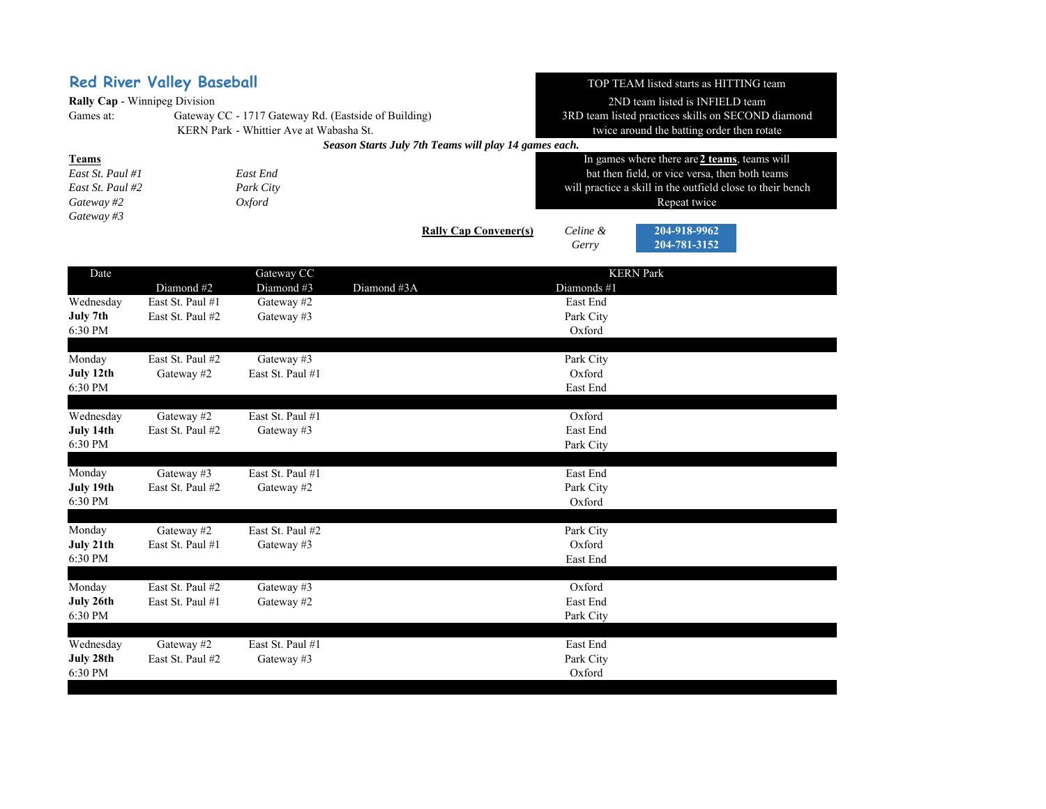# Red River Valley Baseball

**Rally Cap** - Winnipeg Division

Games at: Gateway CC - 1717 Gateway Rd. (Eastside of Building)
KERN Park - Whittier Ave at Wabasha St.

TOP TEAM listed starts as HITTING team
2ND team listed is INFIELD team
3RD team listed practices skills on SECOND diamond
twice around the batting order then rotate

***Season Starts July 7th Teams will play 14 games each.***

In games where there are **2 teams**, teams will bat then field, or vice versa, then both teams will practice a skill in the outfield close to their bench
Repeat twice

**Teams**

| | |
|---|---|
| *East St. Paul #1* | *East End* |
| *East St. Paul #2* | *Park City* |
| *Gateway #2* | *Oxford* |
| *Gateway #3* | |

**Rally Cap Convener(s)** *Celine & Gerry* **204-918-9962** **204-781-3152**

| Date | | Gateway CC | | KERN Park |
|---|---|---|---|---|
| | Diamond #2 | Diamond #3 | Diamond #3A | Diamonds #1 |
| Wednesday | East St. Paul #1 | Gateway #2 | | East End |
| **July 7th** | East St. Paul #2 | Gateway #3 | | Park City |
| 6:30 PM | | | | Oxford |
| Monday | East St. Paul #2 | Gateway #3 | | Park City |
| **July 12th** | Gateway #2 | East St. Paul #1 | | Oxford |
| 6:30 PM | | | | East End |
| Wednesday | Gateway #2 | East St. Paul #1 | | Oxford |
| **July 14th** | East St. Paul #2 | Gateway #3 | | East End |
| 6:30 PM | | | | Park City |
| Monday | Gateway #3 | East St. Paul #1 | | East End |
| **July 19th** | East St. Paul #2 | Gateway #2 | | Park City |
| 6:30 PM | | | | Oxford |
| Monday | Gateway #2 | East St. Paul #2 | | Park City |
| **July 21th** | East St. Paul #1 | Gateway #3 | | Oxford |
| 6:30 PM | | | | East End |
| Monday | East St. Paul #2 | Gateway #3 | | Oxford |
| **July 26th** | East St. Paul #1 | Gateway #2 | | East End |
| 6:30 PM | | | | Park City |
| Wednesday | Gateway #2 | East St. Paul #1 | | East End |
| **July 28th** | East St. Paul #2 | Gateway #3 | | Park City |
| 6:30 PM | | | | Oxford |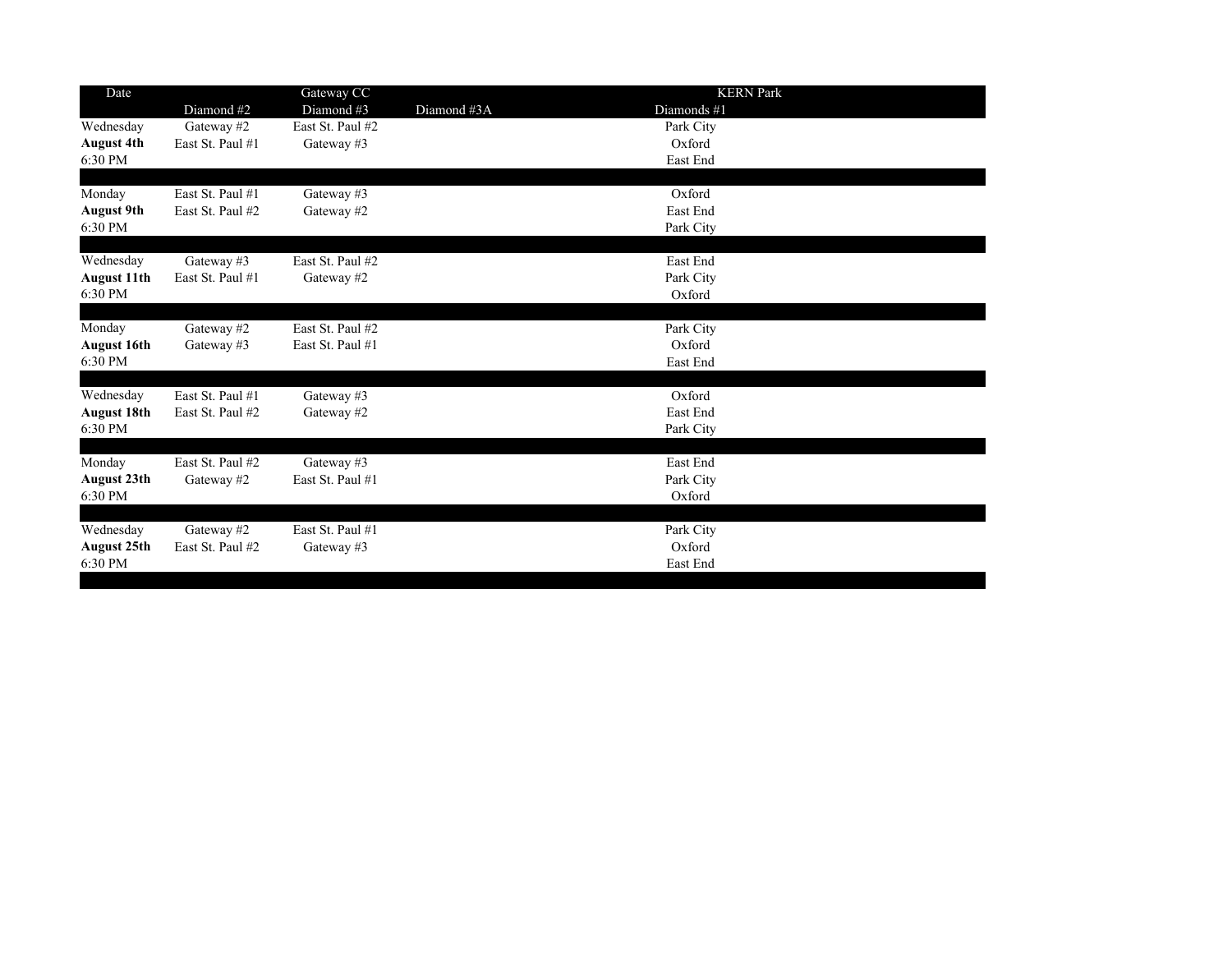| Date | | Gateway CC | | KERN Park |
|---|---|---|---|---|
| | Diamond #2 | Diamond #3 | Diamond #3A | Diamonds #1 |
| Wednesday | Gateway #2 | East St. Paul #2 | | Park City |
| **August 4th** | East St. Paul #1 | Gateway #3 | | Oxford |
| 6:30 PM | | | | East End |
| | | | | |
| Monday | East St. Paul #1 | Gateway #3 | | Oxford |
| **August 9th** | East St. Paul #2 | Gateway #2 | | East End |
| 6:30 PM | | | | Park City |
| | | | | |
| Wednesday | Gateway #3 | East St. Paul #2 | | East End |
| **August 11th** | East St. Paul #1 | Gateway #2 | | Park City |
| 6:30 PM | | | | Oxford |
| | | | | |
| Monday | Gateway #2 | East St. Paul #2 | | Park City |
| **August 16th** | Gateway #3 | East St. Paul #1 | | Oxford |
| 6:30 PM | | | | East End |
| | | | | |
| Wednesday | East St. Paul #1 | Gateway #3 | | Oxford |
| **August 18th** | East St. Paul #2 | Gateway #2 | | East End |
| 6:30 PM | | | | Park City |
| | | | | |
| Monday | East St. Paul #2 | Gateway #3 | | East End |
| **August 23th** | Gateway #2 | East St. Paul #1 | | Park City |
| 6:30 PM | | | | Oxford |
| | | | | |
| Wednesday | Gateway #2 | East St. Paul #1 | | Park City |
| **August 25th** | East St. Paul #2 | Gateway #3 | | Oxford |
| 6:30 PM | | | | East End |